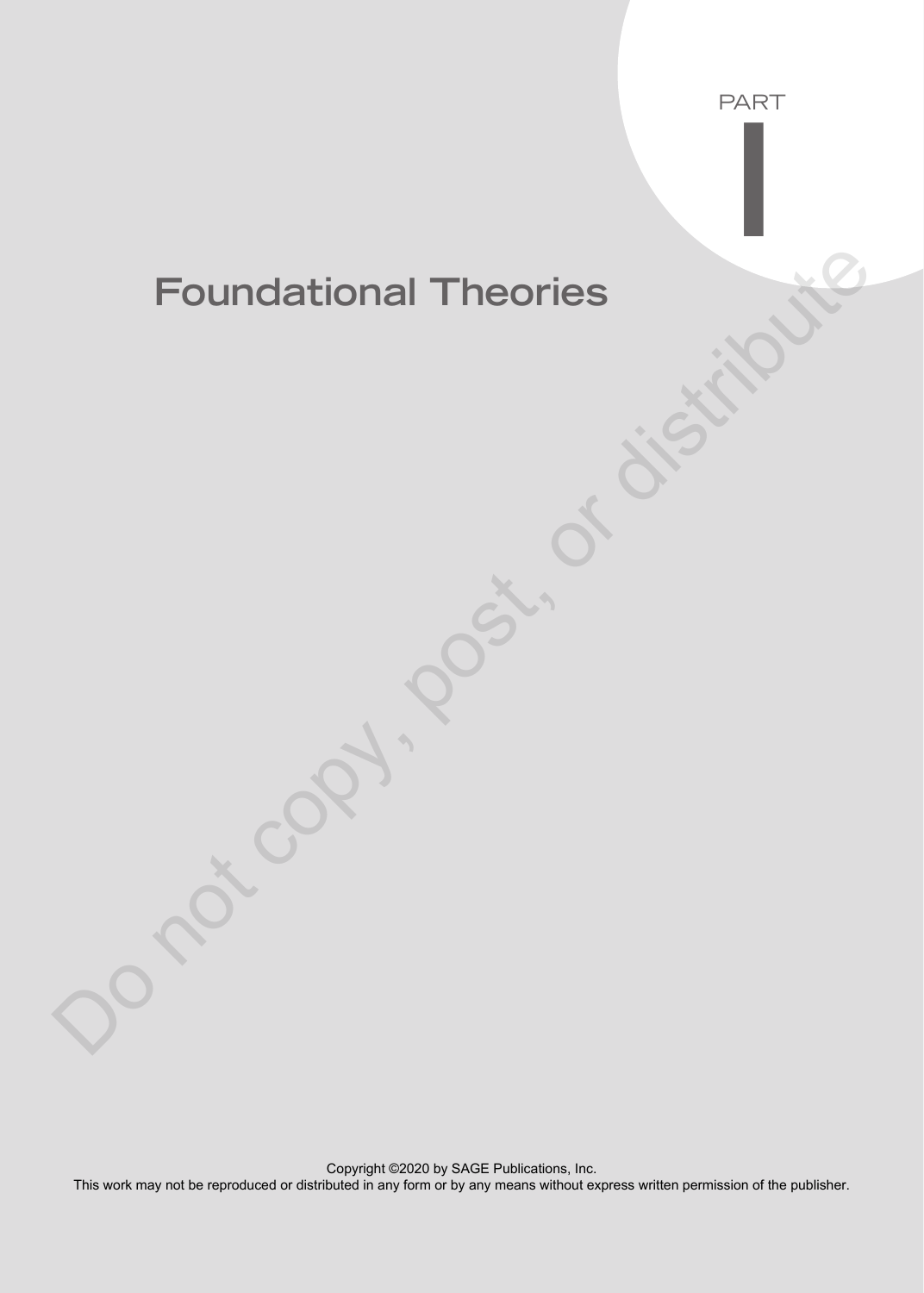PART

# I

# Foundational Theories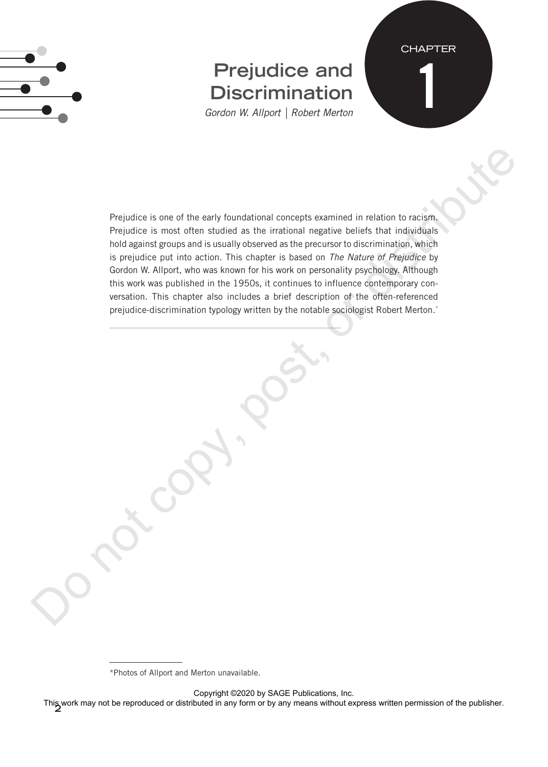CHAPTER 1

# Prejudice and Discrimination

*Gordon W. Allport | Robert Merton*

Prejudice is one of the early foundational concepts examined in relation to racism. Prejudice is most often studied as the irrational negative beliefs that individuals hold against groups and is usually observed as the precursor to discrimination, which is prejudice put into action. This chapter is based on *The Nature of Prejudice* by Gordon W. Allport, who was known for his work on personality psychology. Although this work was published in the 1950s, it continues to influence contemporary conversation. This chapter also includes a brief description of the often-referenced prejudice-discrimination typology written by the notable sociologist Robert Merton.*

---

*Photos of Allport and Merton unavailable.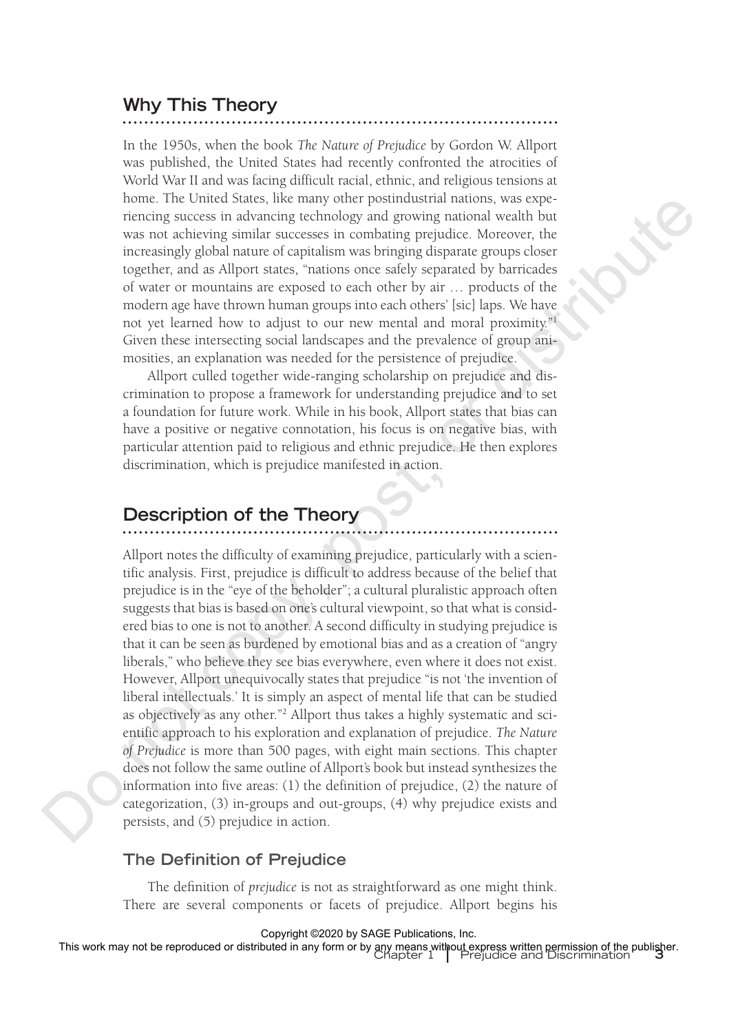## Why This Theory

In the 1950s, when the book *The Nature of Prejudice* by Gordon W. Allport was published, the United States had recently confronted the atrocities of World War II and was facing difficult racial, ethnic, and religious tensions at home. The United States, like many other postindustrial nations, was experiencing success in advancing technology and growing national wealth but was not achieving similar successes in combating prejudice. Moreover, the increasingly global nature of capitalism was bringing disparate groups closer together, and as Allport states, "nations once safely separated by barricades of water or mountains are exposed to each other by air … products of the modern age have thrown human groups into each others' [sic] laps. We have not yet learned how to adjust to our new mental and moral proximity."[1] Given these intersecting social landscapes and the prevalence of group animosities, an explanation was needed for the persistence of prejudice.

Allport culled together wide-ranging scholarship on prejudice and discrimination to propose a framework for understanding prejudice and to set a foundation for future work. While in his book, Allport states that bias can have a positive or negative connotation, his focus is on negative bias, with particular attention paid to religious and ethnic prejudice. He then explores discrimination, which is prejudice manifested in action.

## Description of the Theory

Allport notes the difficulty of examining prejudice, particularly with a scientific analysis. First, prejudice is difficult to address because of the belief that prejudice is in the "eye of the beholder"; a cultural pluralistic approach often suggests that bias is based on one's cultural viewpoint, so that what is considered bias to one is not to another. A second difficulty in studying prejudice is that it can be seen as burdened by emotional bias and as a creation of "angry liberals," who believe they see bias everywhere, even where it does not exist. However, Allport unequivocally states that prejudice "is not 'the invention of liberal intellectuals.' It is simply an aspect of mental life that can be studied as objectively as any other."[2] Allport thus takes a highly systematic and scientific approach to his exploration and explanation of prejudice. *The Nature of Prejudice* is more than 500 pages, with eight main sections. This chapter does not follow the same outline of Allport's book but instead synthesizes the information into five areas: (1) the definition of prejudice, (2) the nature of categorization, (3) in-groups and out-groups, (4) why prejudice exists and persists, and (5) prejudice in action.

### The Definition of Prejudice

The definition of *prejudice* is not as straightforward as one might think. There are several components or facets of prejudice. Allport begins his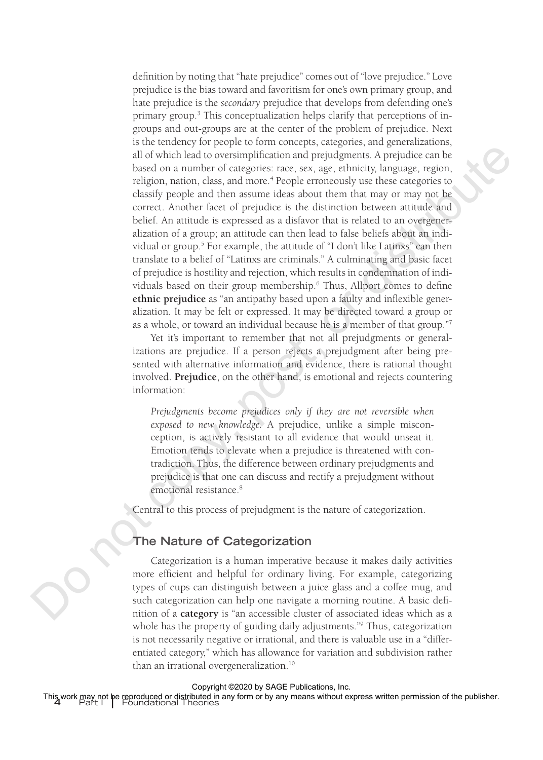definition by noting that "hate prejudice" comes out of "love prejudice." Love prejudice is the bias toward and favoritism for one's own primary group, and hate prejudice is the *secondary* prejudice that develops from defending one's primary group.[3] This conceptualization helps clarify that perceptions of in-groups and out-groups are at the center of the problem of prejudice. Next is the tendency for people to form concepts, categories, and generalizations, all of which lead to oversimplification and prejudgments. A prejudice can be based on a number of categories: race, sex, age, ethnicity, language, region, religion, nation, class, and more.[4] People erroneously use these categories to classify people and then assume ideas about them that may or may not be correct. Another facet of prejudice is the distinction between attitude and belief. An attitude is expressed as a disfavor that is related to an overgeneralization of a group; an attitude can then lead to false beliefs about an individual or group.[5] For example, the attitude of "I don't like Latinxs" can then translate to a belief of "Latinxs are criminals." A culminating and basic facet of prejudice is hostility and rejection, which results in condemnation of individuals based on their group membership.[6] Thus, Allport comes to define **ethnic prejudice** as "an antipathy based upon a faulty and inflexible generalization. It may be felt or expressed. It may be directed toward a group or as a whole, or toward an individual because he is a member of that group."[7]

Yet it's important to remember that not all prejudgments or generalizations are prejudice. If a person rejects a prejudgment after being presented with alternative information and evidence, there is rational thought involved. **Prejudice**, on the other hand, is emotional and rejects countering information:

> *Prejudgments become prejudices only if they are not reversible when exposed to new knowledge.* A prejudice, unlike a simple misconception, is actively resistant to all evidence that would unseat it. Emotion tends to elevate when a prejudice is threatened with contradiction. Thus, the difference between ordinary prejudgments and prejudice is that one can discuss and rectify a prejudgment without emotional resistance.[8]

Central to this process of prejudgment is the nature of categorization.

## The Nature of Categorization

Categorization is a human imperative because it makes daily activities more efficient and helpful for ordinary living. For example, categorizing types of cups can distinguish between a juice glass and a coffee mug, and such categorization can help one navigate a morning routine. A basic definition of a **category** is "an accessible cluster of associated ideas which as a whole has the property of guiding daily adjustments."[9] Thus, categorization is not necessarily negative or irrational, and there is valuable use in a "differentiated category," which has allowance for variation and subdivision rather than an irrational overgeneralization.[10]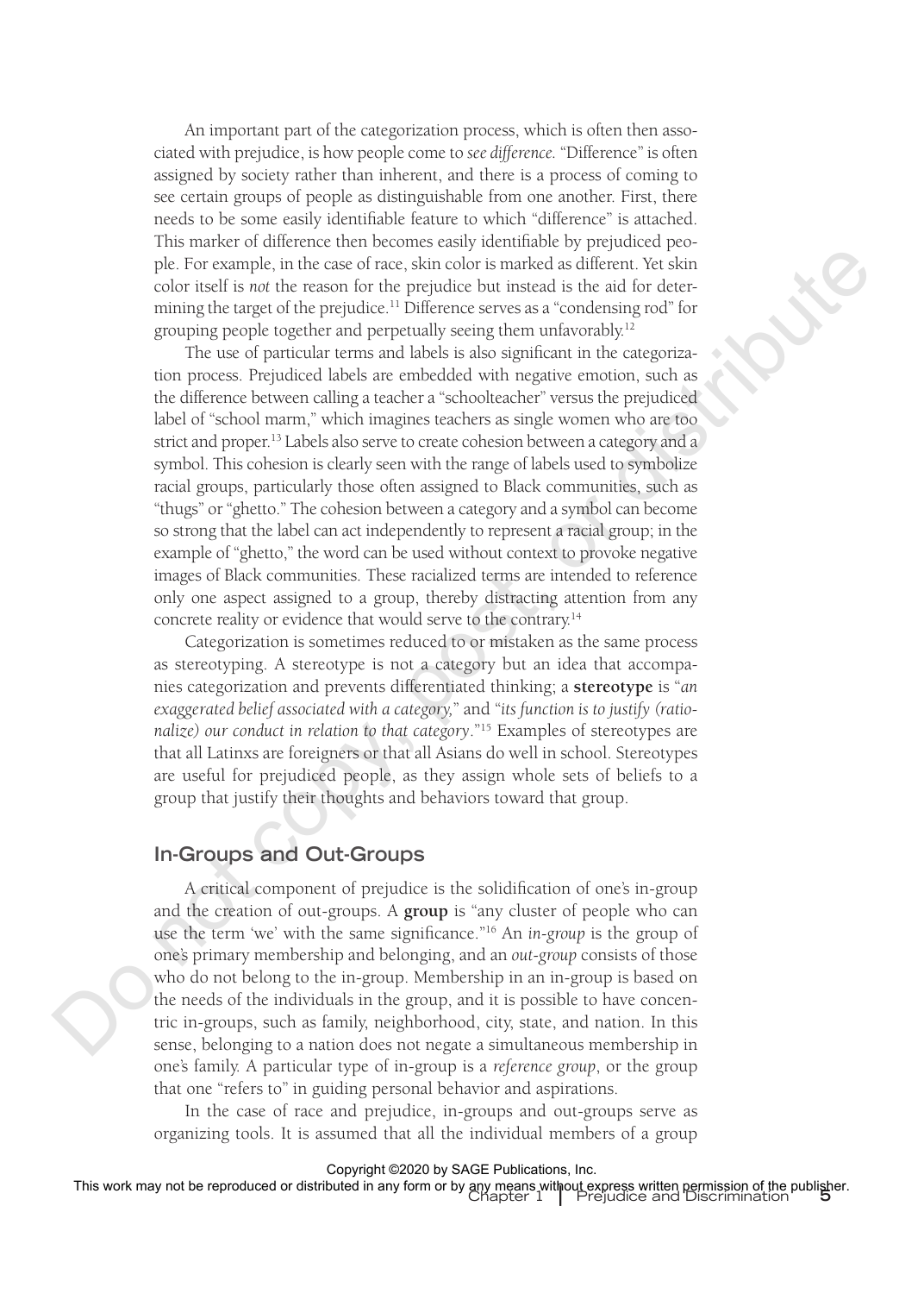An important part of the categorization process, which is often then associated with prejudice, is how people come to *see difference*. "Difference" is often assigned by society rather than inherent, and there is a process of coming to see certain groups of people as distinguishable from one another. First, there needs to be some easily identifiable feature to which "difference" is attached. This marker of difference then becomes easily identifiable by prejudiced people. For example, in the case of race, skin color is marked as different. Yet skin color itself is *not* the reason for the prejudice but instead is the aid for determining the target of the prejudice.[11] Difference serves as a "condensing rod" for grouping people together and perpetually seeing them unfavorably.[12]

The use of particular terms and labels is also significant in the categorization process. Prejudiced labels are embedded with negative emotion, such as the difference between calling a teacher a "schoolteacher" versus the prejudiced label of "school marm," which imagines teachers as single women who are too strict and proper.[13] Labels also serve to create cohesion between a category and a symbol. This cohesion is clearly seen with the range of labels used to symbolize racial groups, particularly those often assigned to Black communities, such as "thugs" or "ghetto." The cohesion between a category and a symbol can become so strong that the label can act independently to represent a racial group; in the example of "ghetto," the word can be used without context to provoke negative images of Black communities. These racialized terms are intended to reference only one aspect assigned to a group, thereby distracting attention from any concrete reality or evidence that would serve to the contrary.[14]

Categorization is sometimes reduced to or mistaken as the same process as stereotyping. A stereotype is not a category but an idea that accompanies categorization and prevents differentiated thinking; a **stereotype** is "*an exaggerated belief associated with a category,*" and "*its function is to justify (rationalize) our conduct in relation to that category*."[15] Examples of stereotypes are that all Latinxs are foreigners or that all Asians do well in school. Stereotypes are useful for prejudiced people, as they assign whole sets of beliefs to a group that justify their thoughts and behaviors toward that group.

## In-Groups and Out-Groups

A critical component of prejudice is the solidification of one's in-group and the creation of out-groups. A **group** is "any cluster of people who can use the term 'we' with the same significance."[16] An *in-group* is the group of one's primary membership and belonging, and an *out-group* consists of those who do not belong to the in-group. Membership in an in-group is based on the needs of the individuals in the group, and it is possible to have concentric in-groups, such as family, neighborhood, city, state, and nation. In this sense, belonging to a nation does not negate a simultaneous membership in one's family. A particular type of in-group is a *reference group*, or the group that one "refers to" in guiding personal behavior and aspirations.

In the case of race and prejudice, in-groups and out-groups serve as organizing tools. It is assumed that all the individual members of a group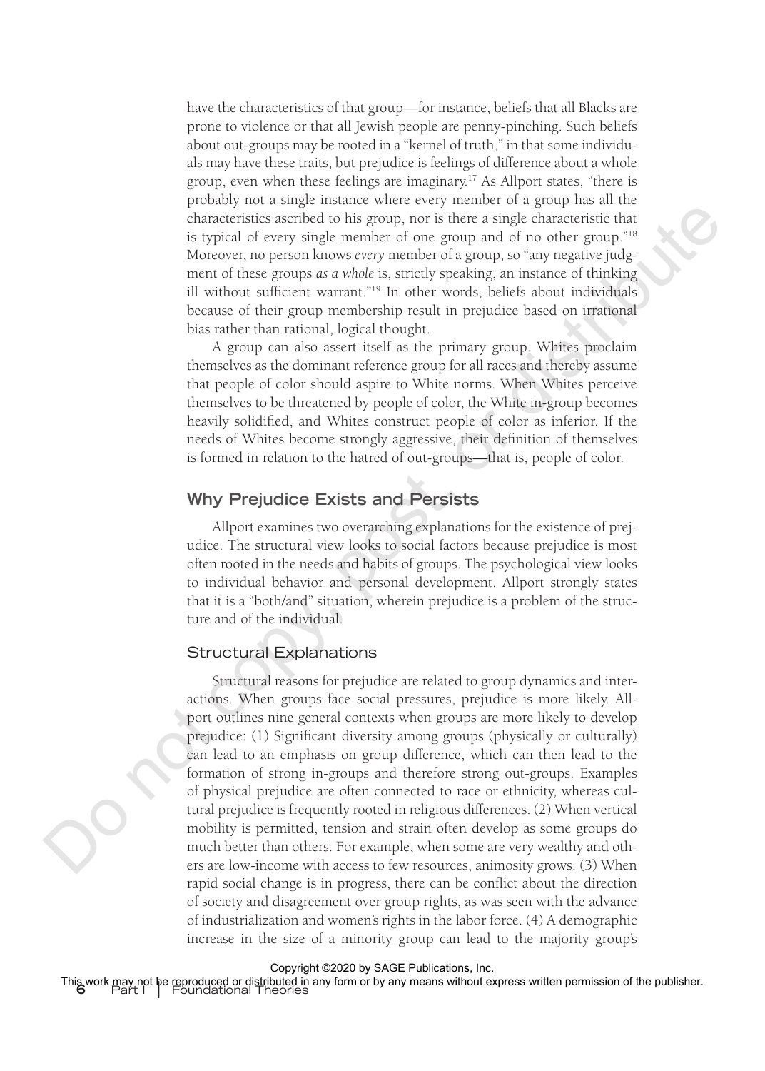have the characteristics of that group—for instance, beliefs that all Blacks are prone to violence or that all Jewish people are penny-pinching. Such beliefs about out-groups may be rooted in a "kernel of truth," in that some individuals may have these traits, but prejudice is feelings of difference about a whole group, even when these feelings are imaginary.[17] As Allport states, "there is probably not a single instance where every member of a group has all the characteristics ascribed to his group, nor is there a single characteristic that is typical of every single member of one group and of no other group."[18] Moreover, no person knows *every* member of a group, so "any negative judgment of these groups *as a whole* is, strictly speaking, an instance of thinking ill without sufficient warrant."[19] In other words, beliefs about individuals because of their group membership result in prejudice based on irrational bias rather than rational, logical thought.

A group can also assert itself as the primary group. Whites proclaim themselves as the dominant reference group for all races and thereby assume that people of color should aspire to White norms. When Whites perceive themselves to be threatened by people of color, the White in-group becomes heavily solidified, and Whites construct people of color as inferior. If the needs of Whites become strongly aggressive, their definition of themselves is formed in relation to the hatred of out-groups—that is, people of color.

## Why Prejudice Exists and Persists

Allport examines two overarching explanations for the existence of prejudice. The structural view looks to social factors because prejudice is most often rooted in the needs and habits of groups. The psychological view looks to individual behavior and personal development. Allport strongly states that it is a "both/and" situation, wherein prejudice is a problem of the structure and of the individual.

### Structural Explanations

Structural reasons for prejudice are related to group dynamics and interactions. When groups face social pressures, prejudice is more likely. Allport outlines nine general contexts when groups are more likely to develop prejudice: (1) Significant diversity among groups (physically or culturally) can lead to an emphasis on group difference, which can then lead to the formation of strong in-groups and therefore strong out-groups. Examples of physical prejudice are often connected to race or ethnicity, whereas cultural prejudice is frequently rooted in religious differences. (2) When vertical mobility is permitted, tension and strain often develop as some groups do much better than others. For example, when some are very wealthy and others are low-income with access to few resources, animosity grows. (3) When rapid social change is in progress, there can be conflict about the direction of society and disagreement over group rights, as was seen with the advance of industrialization and women's rights in the labor force. (4) A demographic increase in the size of a minority group can lead to the majority group's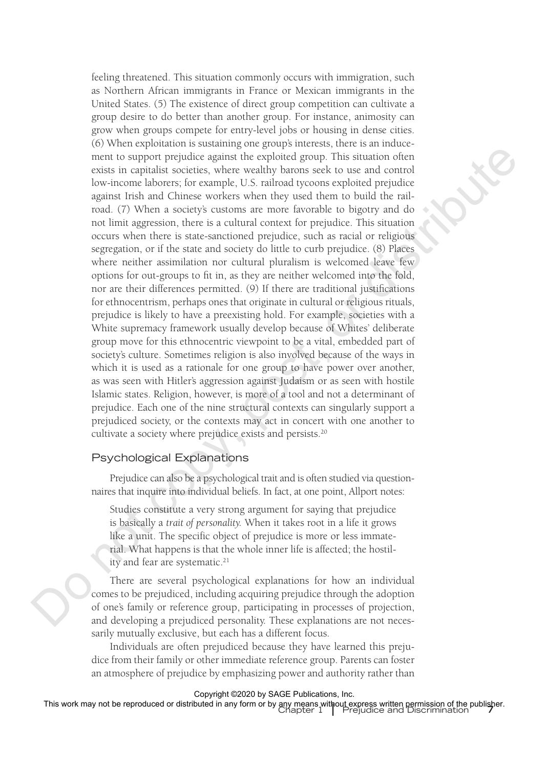feeling threatened. This situation commonly occurs with immigration, such as Northern African immigrants in France or Mexican immigrants in the United States. (5) The existence of direct group competition can cultivate a group desire to do better than another group. For instance, animosity can grow when groups compete for entry-level jobs or housing in dense cities. (6) When exploitation is sustaining one group's interests, there is an inducement to support prejudice against the exploited group. This situation often exists in capitalist societies, where wealthy barons seek to use and control low-income laborers; for example, U.S. railroad tycoons exploited prejudice against Irish and Chinese workers when they used them to build the railroad. (7) When a society's customs are more favorable to bigotry and do not limit aggression, there is a cultural context for prejudice. This situation occurs when there is state-sanctioned prejudice, such as racial or religious segregation, or if the state and society do little to curb prejudice. (8) Places where neither assimilation nor cultural pluralism is welcomed leave few options for out-groups to fit in, as they are neither welcomed into the fold, nor are their differences permitted. (9) If there are traditional justifications for ethnocentrism, perhaps ones that originate in cultural or religious rituals, prejudice is likely to have a preexisting hold. For example, societies with a White supremacy framework usually develop because of Whites' deliberate group move for this ethnocentric viewpoint to be a vital, embedded part of society's culture. Sometimes religion is also involved because of the ways in which it is used as a rationale for one group to have power over another, as was seen with Hitler's aggression against Judaism or as seen with hostile Islamic states. Religion, however, is more of a tool and not a determinant of prejudice. Each one of the nine structural contexts can singularly support a prejudiced society, or the contexts may act in concert with one another to cultivate a society where prejudice exists and persists.[20]

## Psychological Explanations

Prejudice can also be a psychological trait and is often studied via questionnaires that inquire into individual beliefs. In fact, at one point, Allport notes:

> Studies constitute a very strong argument for saying that prejudice is basically a *trait of personality*. When it takes root in a life it grows like a unit. The specific object of prejudice is more or less immaterial. What happens is that the whole inner life is affected; the hostility and fear are systematic.[21]

There are several psychological explanations for how an individual comes to be prejudiced, including acquiring prejudice through the adoption of one's family or reference group, participating in processes of projection, and developing a prejudiced personality. These explanations are not necessarily mutually exclusive, but each has a different focus.

Individuals are often prejudiced because they have learned this prejudice from their family or other immediate reference group. Parents can foster an atmosphere of prejudice by emphasizing power and authority rather than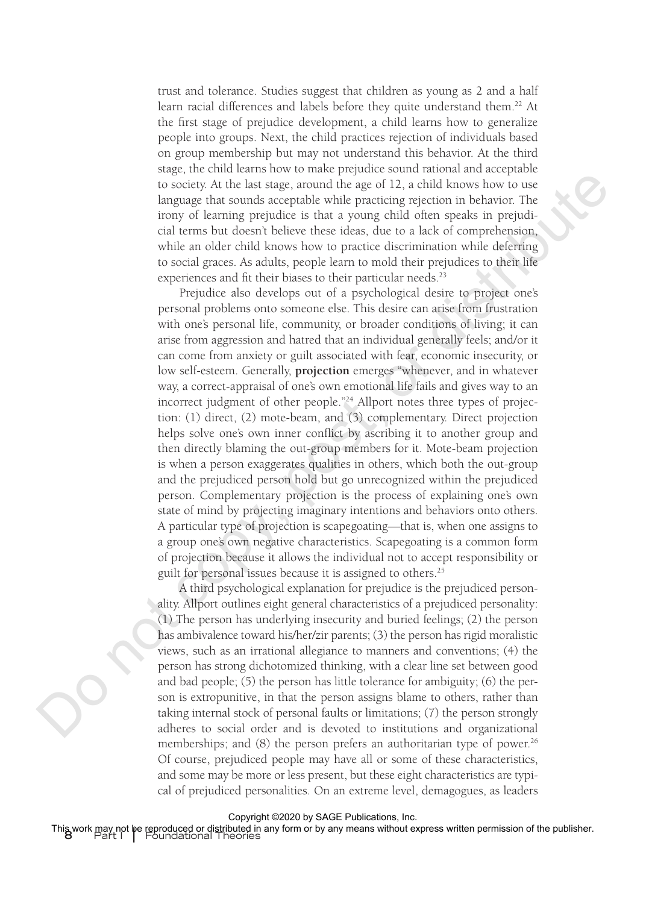trust and tolerance. Studies suggest that children as young as 2 and a half learn racial differences and labels before they quite understand them.[22] At the first stage of prejudice development, a child learns how to generalize people into groups. Next, the child practices rejection of individuals based on group membership but may not understand this behavior. At the third stage, the child learns how to make prejudice sound rational and acceptable to society. At the last stage, around the age of 12, a child knows how to use language that sounds acceptable while practicing rejection in behavior. The irony of learning prejudice is that a young child often speaks in prejudicial terms but doesn't believe these ideas, due to a lack of comprehension, while an older child knows how to practice discrimination while deferring to social graces. As adults, people learn to mold their prejudices to their life experiences and fit their biases to their particular needs.[23]

Prejudice also develops out of a psychological desire to project one's personal problems onto someone else. This desire can arise from frustration with one's personal life, community, or broader conditions of living; it can arise from aggression and hatred that an individual generally feels; and/or it can come from anxiety or guilt associated with fear, economic insecurity, or low self-esteem. Generally, **projection** emerges "whenever, and in whatever way, a correct-appraisal of one's own emotional life fails and gives way to an incorrect judgment of other people."[24] Allport notes three types of projection: (1) direct, (2) mote-beam, and (3) complementary. Direct projection helps solve one's own inner conflict by ascribing it to another group and then directly blaming the out-group members for it. Mote-beam projection is when a person exaggerates qualities in others, which both the out-group and the prejudiced person hold but go unrecognized within the prejudiced person. Complementary projection is the process of explaining one's own state of mind by projecting imaginary intentions and behaviors onto others. A particular type of projection is scapegoating—that is, when one assigns to a group one's own negative characteristics. Scapegoating is a common form of projection because it allows the individual not to accept responsibility or guilt for personal issues because it is assigned to others.[25]

A third psychological explanation for prejudice is the prejudiced personality. Allport outlines eight general characteristics of a prejudiced personality: (1) The person has underlying insecurity and buried feelings; (2) the person has ambivalence toward his/her/zir parents; (3) the person has rigid moralistic views, such as an irrational allegiance to manners and conventions; (4) the person has strong dichotomized thinking, with a clear line set between good and bad people; (5) the person has little tolerance for ambiguity; (6) the person is extropunitive, in that the person assigns blame to others, rather than taking internal stock of personal faults or limitations; (7) the person strongly adheres to social order and is devoted to institutions and organizational memberships; and (8) the person prefers an authoritarian type of power.[26] Of course, prejudiced people may have all or some of these characteristics, and some may be more or less present, but these eight characteristics are typical of prejudiced personalities. On an extreme level, demagogues, as leaders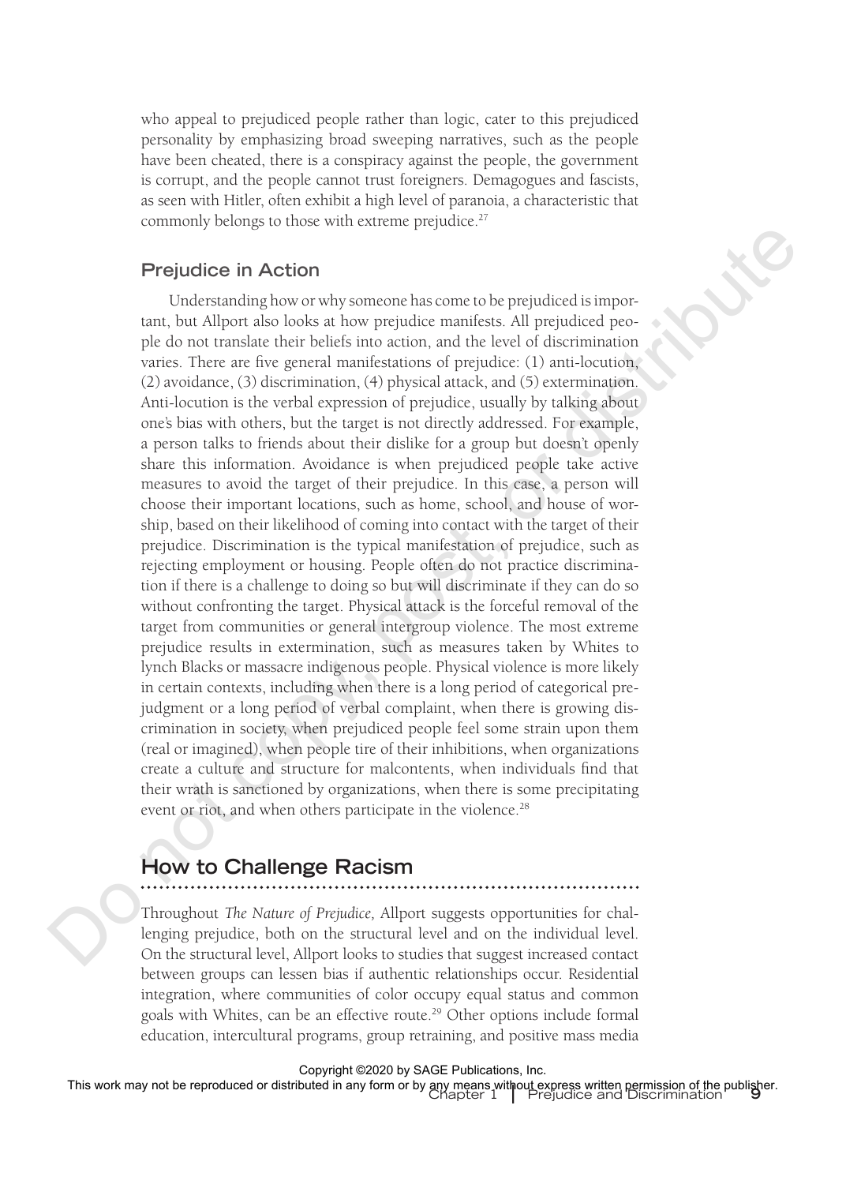who appeal to prejudiced people rather than logic, cater to this prejudiced personality by emphasizing broad sweeping narratives, such as the people have been cheated, there is a conspiracy against the people, the government is corrupt, and the people cannot trust foreigners. Demagogues and fascists, as seen with Hitler, often exhibit a high level of paranoia, a characteristic that commonly belongs to those with extreme prejudice.[27]

### Prejudice in Action

Understanding how or why someone has come to be prejudiced is important, but Allport also looks at how prejudice manifests. All prejudiced people do not translate their beliefs into action, and the level of discrimination varies. There are five general manifestations of prejudice: (1) anti-locution, (2) avoidance, (3) discrimination, (4) physical attack, and (5) extermination. Anti-locution is the verbal expression of prejudice, usually by talking about one's bias with others, but the target is not directly addressed. For example, a person talks to friends about their dislike for a group but doesn't openly share this information. Avoidance is when prejudiced people take active measures to avoid the target of their prejudice. In this case, a person will choose their important locations, such as home, school, and house of worship, based on their likelihood of coming into contact with the target of their prejudice. Discrimination is the typical manifestation of prejudice, such as rejecting employment or housing. People often do not practice discrimination if there is a challenge to doing so but will discriminate if they can do so without confronting the target. Physical attack is the forceful removal of the target from communities or general intergroup violence. The most extreme prejudice results in extermination, such as measures taken by Whites to lynch Blacks or massacre indigenous people. Physical violence is more likely in certain contexts, including when there is a long period of categorical prejudgment or a long period of verbal complaint, when there is growing discrimination in society, when prejudiced people feel some strain upon them (real or imagined), when people tire of their inhibitions, when organizations create a culture and structure for malcontents, when individuals find that their wrath is sanctioned by organizations, when there is some precipitating event or riot, and when others participate in the violence.[28]

## How to Challenge Racism

Throughout *The Nature of Prejudice,* Allport suggests opportunities for challenging prejudice, both on the structural level and on the individual level. On the structural level, Allport looks to studies that suggest increased contact between groups can lessen bias if authentic relationships occur. Residential integration, where communities of color occupy equal status and common goals with Whites, can be an effective route.[29] Other options include formal education, intercultural programs, group retraining, and positive mass media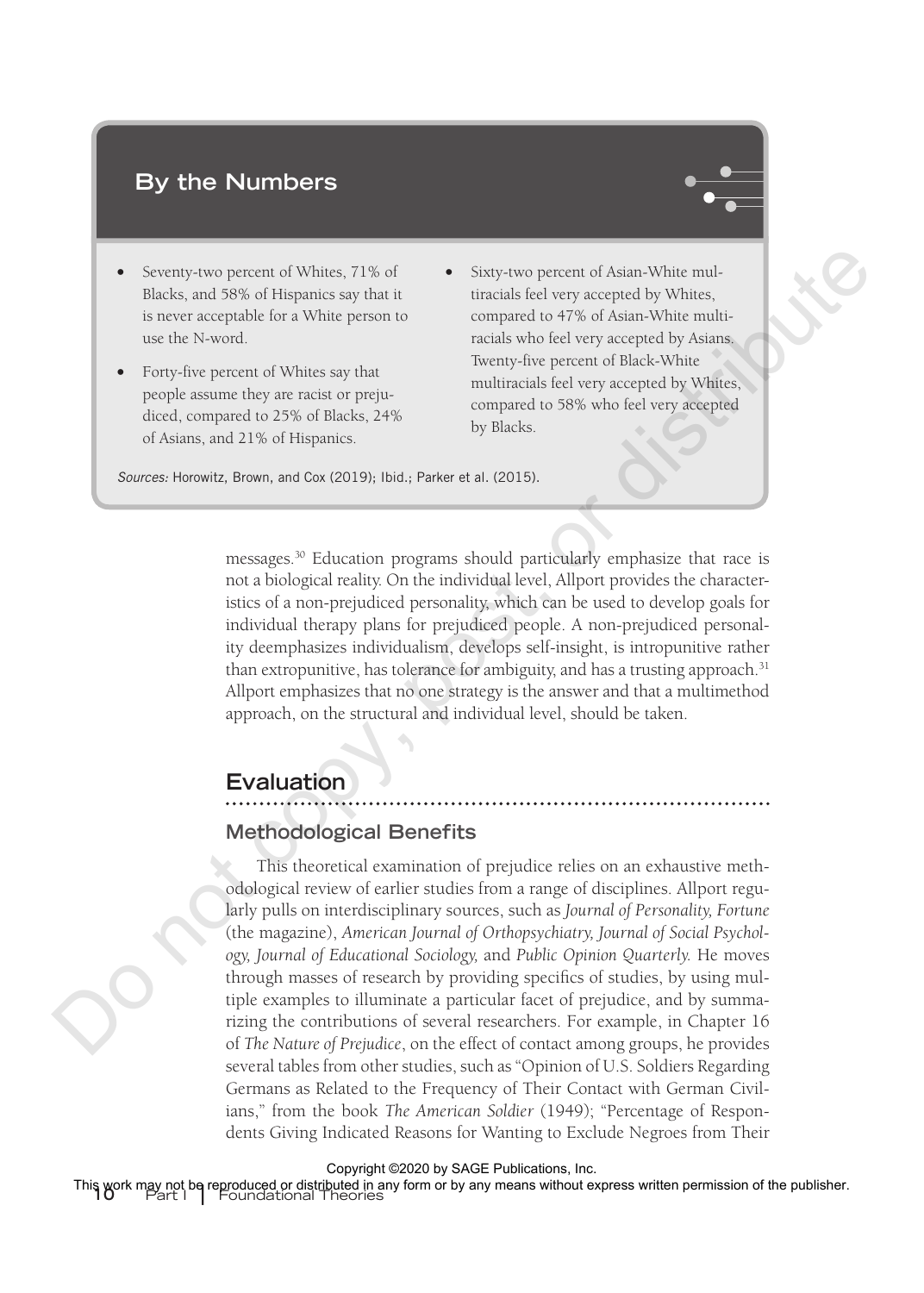## By the Numbers

- Seventy-two percent of Whites, 71% of Blacks, and 58% of Hispanics say that it is never acceptable for a White person to use the N-word.
- Forty-five percent of Whites say that people assume they are racist or prejudiced, compared to 25% of Blacks, 24% of Asians, and 21% of Hispanics.
- Sixty-two percent of Asian-White multiracials feel very accepted by Whites, compared to 47% of Asian-White multiracials who feel very accepted by Asians. Twenty-five percent of Black-White multiracials feel very accepted by Whites, compared to 58% who feel very accepted by Blacks.

*Sources:* Horowitz, Brown, and Cox (2019); Ibid.; Parker et al. (2015).

messages.[30] Education programs should particularly emphasize that race is not a biological reality. On the individual level, Allport provides the characteristics of a non-prejudiced personality, which can be used to develop goals for individual therapy plans for prejudiced people. A non-prejudiced personality deemphasizes individualism, develops self-insight, is intropunitive rather than extropunitive, has tolerance for ambiguity, and has a trusting approach.[31] Allport emphasizes that no one strategy is the answer and that a multimethod approach, on the structural and individual level, should be taken.

## Evaluation

### Methodological Benefits

This theoretical examination of prejudice relies on an exhaustive methodological review of earlier studies from a range of disciplines. Allport regularly pulls on interdisciplinary sources, such as *Journal of Personality, Fortune* (the magazine), *American Journal of Orthopsychiatry, Journal of Social Psychology, Journal of Educational Sociology,* and *Public Opinion Quarterly.* He moves through masses of research by providing specifics of studies, by using multiple examples to illuminate a particular facet of prejudice, and by summarizing the contributions of several researchers. For example, in Chapter 16 of *The Nature of Prejudice*, on the effect of contact among groups, he provides several tables from other studies, such as "Opinion of U.S. Soldiers Regarding Germans as Related to the Frequency of Their Contact with German Civilians," from the book *The American Soldier* (1949); "Percentage of Respondents Giving Indicated Reasons for Wanting to Exclude Negroes from Their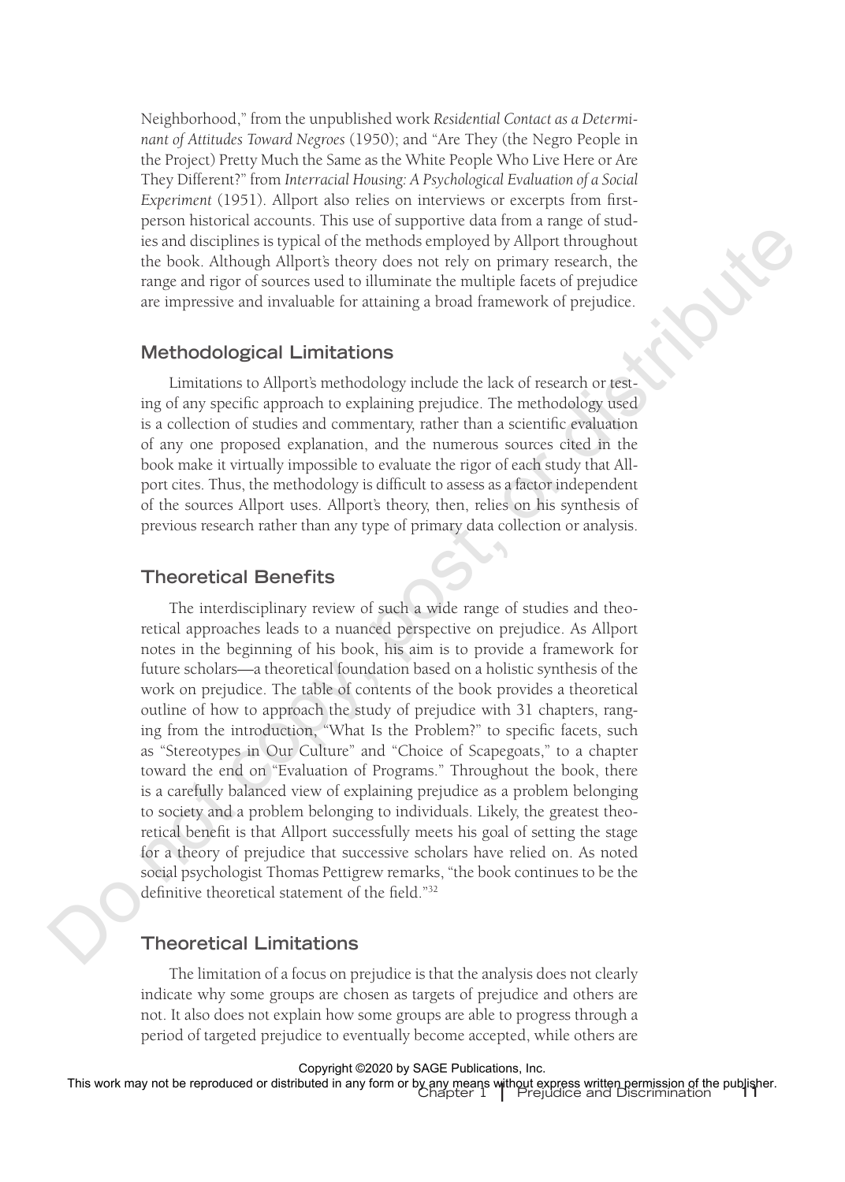Neighborhood," from the unpublished work *Residential Contact as a Determinant of Attitudes Toward Negroes* (1950); and "Are They (the Negro People in the Project) Pretty Much the Same as the White People Who Live Here or Are They Different?" from *Interracial Housing: A Psychological Evaluation of a Social Experiment* (1951). Allport also relies on interviews or excerpts from first-person historical accounts. This use of supportive data from a range of studies and disciplines is typical of the methods employed by Allport throughout the book. Although Allport's theory does not rely on primary research, the range and rigor of sources used to illuminate the multiple facets of prejudice are impressive and invaluable for attaining a broad framework of prejudice.

## Methodological Limitations

Limitations to Allport's methodology include the lack of research or testing of any specific approach to explaining prejudice. The methodology used is a collection of studies and commentary, rather than a scientific evaluation of any one proposed explanation, and the numerous sources cited in the book make it virtually impossible to evaluate the rigor of each study that Allport cites. Thus, the methodology is difficult to assess as a factor independent of the sources Allport uses. Allport's theory, then, relies on his synthesis of previous research rather than any type of primary data collection or analysis.

## Theoretical Benefits

The interdisciplinary review of such a wide range of studies and theoretical approaches leads to a nuanced perspective on prejudice. As Allport notes in the beginning of his book, his aim is to provide a framework for future scholars—a theoretical foundation based on a holistic synthesis of the work on prejudice. The table of contents of the book provides a theoretical outline of how to approach the study of prejudice with 31 chapters, ranging from the introduction, "What Is the Problem?" to specific facets, such as "Stereotypes in Our Culture" and "Choice of Scapegoats," to a chapter toward the end on "Evaluation of Programs." Throughout the book, there is a carefully balanced view of explaining prejudice as a problem belonging to society and a problem belonging to individuals. Likely, the greatest theoretical benefit is that Allport successfully meets his goal of setting the stage for a theory of prejudice that successive scholars have relied on. As noted social psychologist Thomas Pettigrew remarks, "the book continues to be the definitive theoretical statement of the field."[32]

## Theoretical Limitations

The limitation of a focus on prejudice is that the analysis does not clearly indicate why some groups are chosen as targets of prejudice and others are not. It also does not explain how some groups are able to progress through a period of targeted prejudice to eventually become accepted, while others are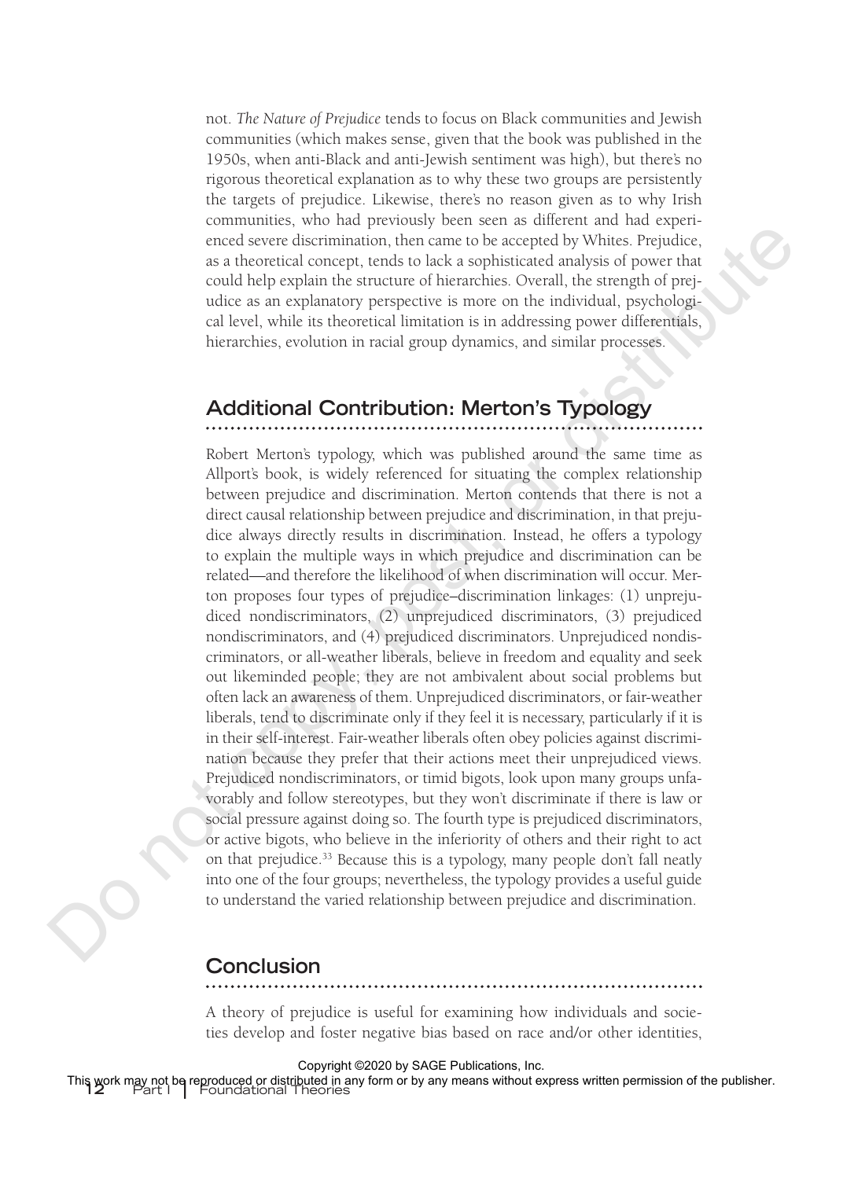not. *The Nature of Prejudice* tends to focus on Black communities and Jewish communities (which makes sense, given that the book was published in the 1950s, when anti-Black and anti-Jewish sentiment was high), but there's no rigorous theoretical explanation as to why these two groups are persistently the targets of prejudice. Likewise, there's no reason given as to why Irish communities, who had previously been seen as different and had experienced severe discrimination, then came to be accepted by Whites. Prejudice, as a theoretical concept, tends to lack a sophisticated analysis of power that could help explain the structure of hierarchies. Overall, the strength of prejudice as an explanatory perspective is more on the individual, psychological level, while its theoretical limitation is in addressing power differentials, hierarchies, evolution in racial group dynamics, and similar processes.

## Additional Contribution: Merton's Typology

Robert Merton's typology, which was published around the same time as Allport's book, is widely referenced for situating the complex relationship between prejudice and discrimination. Merton contends that there is not a direct causal relationship between prejudice and discrimination, in that prejudice always directly results in discrimination. Instead, he offers a typology to explain the multiple ways in which prejudice and discrimination can be related—and therefore the likelihood of when discrimination will occur. Merton proposes four types of prejudice–discrimination linkages: (1) unprejudiced nondiscriminators, (2) unprejudiced discriminators, (3) prejudiced nondiscriminators, and (4) prejudiced discriminators. Unprejudiced nondiscriminators, or all-weather liberals, believe in freedom and equality and seek out likeminded people; they are not ambivalent about social problems but often lack an awareness of them. Unprejudiced discriminators, or fair-weather liberals, tend to discriminate only if they feel it is necessary, particularly if it is in their self-interest. Fair-weather liberals often obey policies against discrimination because they prefer that their actions meet their unprejudiced views. Prejudiced nondiscriminators, or timid bigots, look upon many groups unfavorably and follow stereotypes, but they won't discriminate if there is law or social pressure against doing so. The fourth type is prejudiced discriminators, or active bigots, who believe in the inferiority of others and their right to act on that prejudice.[33] Because this is a typology, many people don't fall neatly into one of the four groups; nevertheless, the typology provides a useful guide to understand the varied relationship between prejudice and discrimination.

## Conclusion

A theory of prejudice is useful for examining how individuals and societies develop and foster negative bias based on race and/or other identities,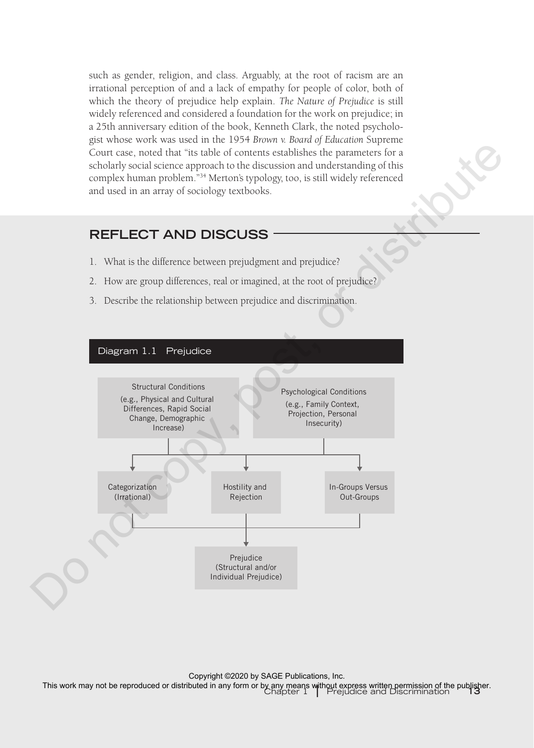such as gender, religion, and class. Arguably, at the root of racism are an irrational perception of and a lack of empathy for people of color, both of which the theory of prejudice help explain. *The Nature of Prejudice* is still widely referenced and considered a foundation for the work on prejudice; in a 25th anniversary edition of the book, Kenneth Clark, the noted psychologist whose work was used in the 1954 *Brown v. Board of Education* Supreme Court case, noted that "its table of contents establishes the parameters for a scholarly social science approach to the discussion and understanding of this complex human problem."[34] Merton's typology, too, is still widely referenced and used in an array of sociology textbooks.

## REFLECT AND DISCUSS

1. What is the difference between prejudgment and prejudice?
2. How are group differences, real or imagined, at the root of prejudice?
3. Describe the relationship between prejudice and discrimination.

**Diagram 1.1 Prejudice**

Structural Conditions (e.g., Physical and Cultural Differences, Rapid Social Change, Demographic Increase)

Psychological Conditions (e.g., Family Context, Projection, Personal Insecurity)

Categorization (Irrational)

Hostility and Rejection

In-Groups Versus Out-Groups

Prejudice (Structural and/or Individual Prejudice)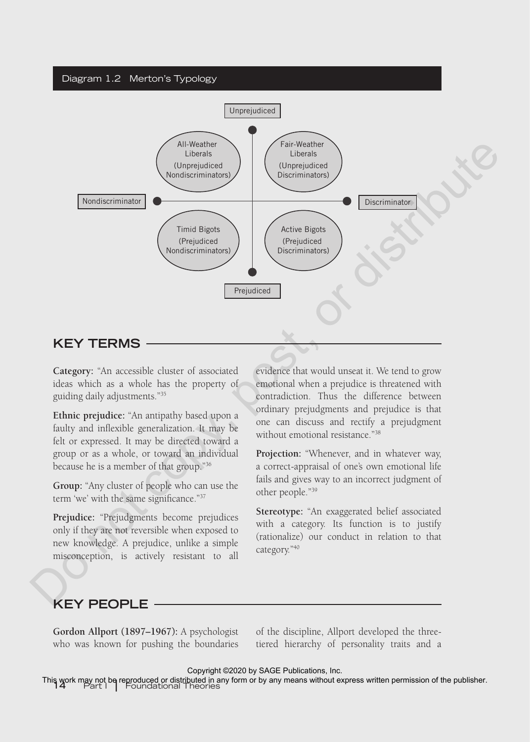Diagram 1.2 Merton's Typology

Unprejudiced

All-Weather Liberals (Unprejudiced Nondiscriminators)

Fair-Weather Liberals (Unprejudiced Discriminators)

Nondiscriminator

Discriminator

Timid Bigots (Prejudiced Nondiscriminators)

Active Bigots (Prejudiced Discriminators)

Prejudiced

## KEY TERMS

**Category:** "An accessible cluster of associated ideas which as a whole has the property of guiding daily adjustments."[35]

**Ethnic prejudice:** "An antipathy based upon a faulty and inflexible generalization. It may be felt or expressed. It may be directed toward a group or as a whole, or toward an individual because he is a member of that group."[36]

**Group:** "Any cluster of people who can use the term 'we' with the same significance."[37]

**Prejudice:** "Prejudgments become prejudices only if they are not reversible when exposed to new knowledge. A prejudice, unlike a simple misconception, is actively resistant to all evidence that would unseat it. We tend to grow emotional when a prejudice is threatened with contradiction. Thus the difference between ordinary prejudgments and prejudice is that one can discuss and rectify a prejudgment without emotional resistance."[38]

**Projection:** "Whenever, and in whatever way, a correct-appraisal of one's own emotional life fails and gives way to an incorrect judgment of other people."[39]

**Stereotype:** "An exaggerated belief associated with a category. Its function is to justify (rationalize) our conduct in relation to that category."[40]

## KEY PEOPLE

**Gordon Allport (1897–1967):** A psychologist who was known for pushing the boundaries of the discipline, Allport developed the three-tiered hierarchy of personality traits and a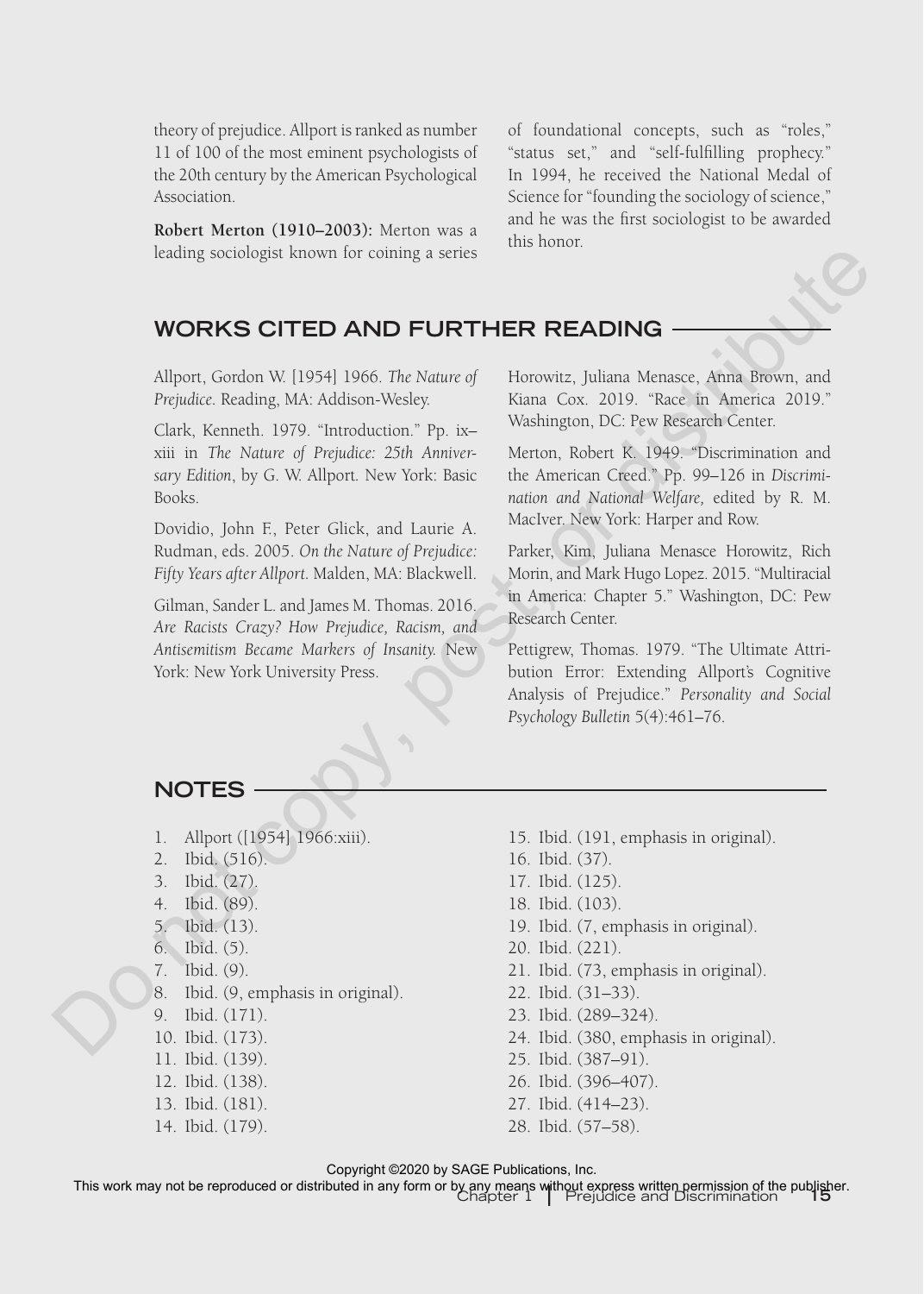theory of prejudice. Allport is ranked as number 11 of 100 of the most eminent psychologists of the 20th century by the American Psychological Association.

**Robert Merton (1910–2003):** Merton was a leading sociologist known for coining a series of foundational concepts, such as "roles," "status set," and "self-fulfilling prophecy." In 1994, he received the National Medal of Science for "founding the sociology of science," and he was the first sociologist to be awarded this honor.

## WORKS CITED AND FURTHER READING

Allport, Gordon W. [1954] 1966. *The Nature of Prejudice.* Reading, MA: Addison-Wesley.

Clark, Kenneth. 1979. "Introduction." Pp. ix–xiii in *The Nature of Prejudice: 25th Anniversary Edition*, by G. W. Allport. New York: Basic Books.

Dovidio, John F., Peter Glick, and Laurie A. Rudman, eds. 2005. *On the Nature of Prejudice: Fifty Years after Allport.* Malden, MA: Blackwell.

Gilman, Sander L. and James M. Thomas. 2016. *Are Racists Crazy? How Prejudice, Racism, and Antisemitism Became Markers of Insanity.* New York: New York University Press.

Horowitz, Juliana Menasce, Anna Brown, and Kiana Cox. 2019. "Race in America 2019." Washington, DC: Pew Research Center.

Merton, Robert K. 1949. "Discrimination and the American Creed." Pp. 99–126 in *Discrimination and National Welfare,* edited by R. M. MacIver. New York: Harper and Row.

Parker, Kim, Juliana Menasce Horowitz, Rich Morin, and Mark Hugo Lopez. 2015. "Multiracial in America: Chapter 5." Washington, DC: Pew Research Center.

Pettigrew, Thomas. 1979. "The Ultimate Attribution Error: Extending Allport's Cognitive Analysis of Prejudice." *Personality and Social Psychology Bulletin* 5(4):461–76.

## NOTES

1. Allport ([1954] 1966:xiii).
2. Ibid. (516).
3. Ibid. (27).
4. Ibid. (89).
5. Ibid. (13).
6. Ibid. (5).
7. Ibid. (9).
8. Ibid. (9, emphasis in original).
9. Ibid. (171).
10. Ibid. (173).
11. Ibid. (139).
12. Ibid. (138).
13. Ibid. (181).
14. Ibid. (179).
15. Ibid. (191, emphasis in original).
16. Ibid. (37).
17. Ibid. (125).
18. Ibid. (103).
19. Ibid. (7, emphasis in original).
20. Ibid. (221).
21. Ibid. (73, emphasis in original).
22. Ibid. (31–33).
23. Ibid. (289–324).
24. Ibid. (380, emphasis in original).
25. Ibid. (387–91).
26. Ibid. (396–407).
27. Ibid. (414–23).
28. Ibid. (57–58).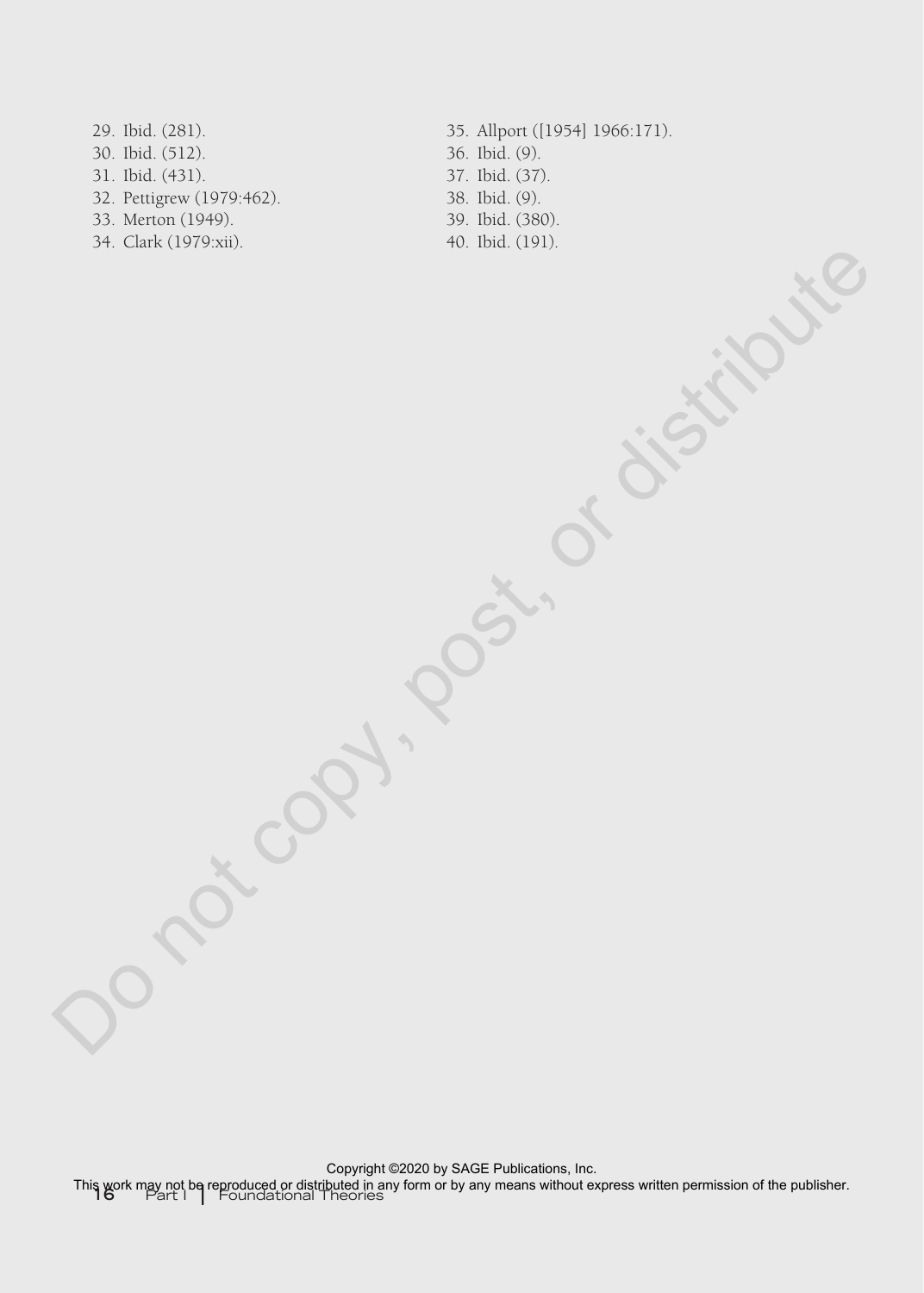29. Ibid. (281).
30. Ibid. (512).
31. Ibid. (431).
32. Pettigrew (1979:462).
33. Merton (1949).
34. Clark (1979:xii).
35. Allport ([1954] 1966:171).
36. Ibid. (9).
37. Ibid. (37).
38. Ibid. (9).
39. Ibid. (380).
40. Ibid. (191).